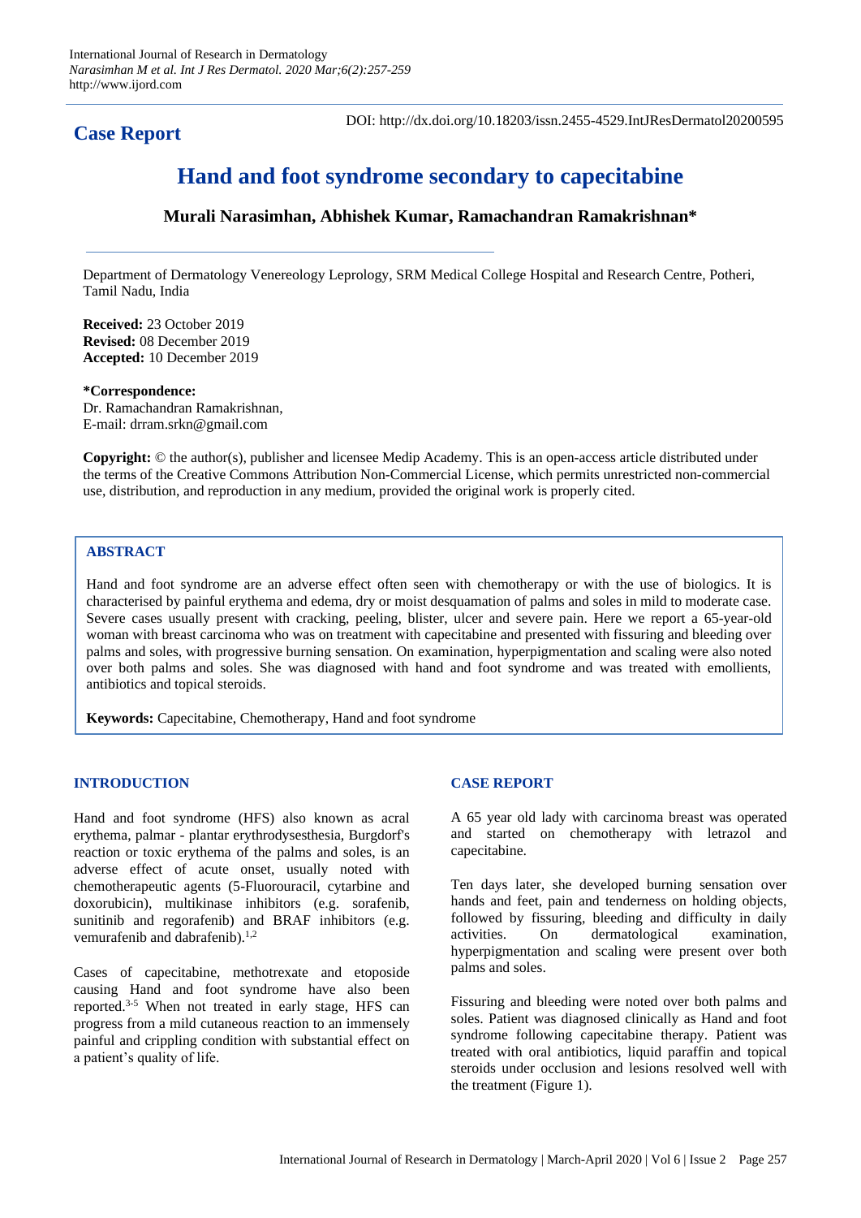## Case Report

DOI: http://dx.doi.org/10.18203/issn.2455-4529.IntJResDermatol20200595

# Hand and foot syndrome secondary to capecitabine

**Murali Narasimhan, Abhishek Kumar, Ramachandran Ramakrishnan***

Department of Dermatology Venereology Leprology, SRM Medical College Hospital and Research Centre, Potheri, Tamil Nadu, India

**Received:** 23 October 2019
**Revised:** 08 December 2019
**Accepted:** 10 December 2019

***Correspondence:**
Dr. Ramachandran Ramakrishnan,
E-mail: drram.srkn@gmail.com

**Copyright:** © the author(s), publisher and licensee Medip Academy. This is an open-access article distributed under the terms of the Creative Commons Attribution Non-Commercial License, which permits unrestricted non-commercial use, distribution, and reproduction in any medium, provided the original work is properly cited.

## ABSTRACT

Hand and foot syndrome are an adverse effect often seen with chemotherapy or with the use of biologics. It is characterised by painful erythema and edema, dry or moist desquamation of palms and soles in mild to moderate case. Severe cases usually present with cracking, peeling, blister, ulcer and severe pain. Here we report a 65-year-old woman with breast carcinoma who was on treatment with capecitabine and presented with fissuring and bleeding over palms and soles, with progressive burning sensation. On examination, hyperpigmentation and scaling were also noted over both palms and soles. She was diagnosed with hand and foot syndrome and was treated with emollients, antibiotics and topical steroids.

**Keywords:** Capecitabine, Chemotherapy, Hand and foot syndrome

## INTRODUCTION

Hand and foot syndrome (HFS) also known as acral erythema, palmar - plantar erythrodysesthesia, Burgdorf's reaction or toxic erythema of the palms and soles, is an adverse effect of acute onset, usually noted with chemotherapeutic agents (5-Fluorouracil, cytarbine and doxorubicin), multikinase inhibitors (e.g. sorafenib, sunitinib and regorafenib) and BRAF inhibitors (e.g. vemurafenib and dabrafenib).[1,2]

Cases of capecitabine, methotrexate and etoposide causing Hand and foot syndrome have also been reported.[3-5] When not treated in early stage, HFS can progress from a mild cutaneous reaction to an immensely painful and crippling condition with substantial effect on a patient's quality of life.

## CASE REPORT

A 65 year old lady with carcinoma breast was operated and started on chemotherapy with letrazol and capecitabine.

Ten days later, she developed burning sensation over hands and feet, pain and tenderness on holding objects, followed by fissuring, bleeding and difficulty in daily activities. On dermatological examination, hyperpigmentation and scaling were present over both palms and soles.

Fissuring and bleeding were noted over both palms and soles. Patient was diagnosed clinically as Hand and foot syndrome following capecitabine therapy. Patient was treated with oral antibiotics, liquid paraffin and topical steroids under occlusion and lesions resolved well with the treatment (Figure 1).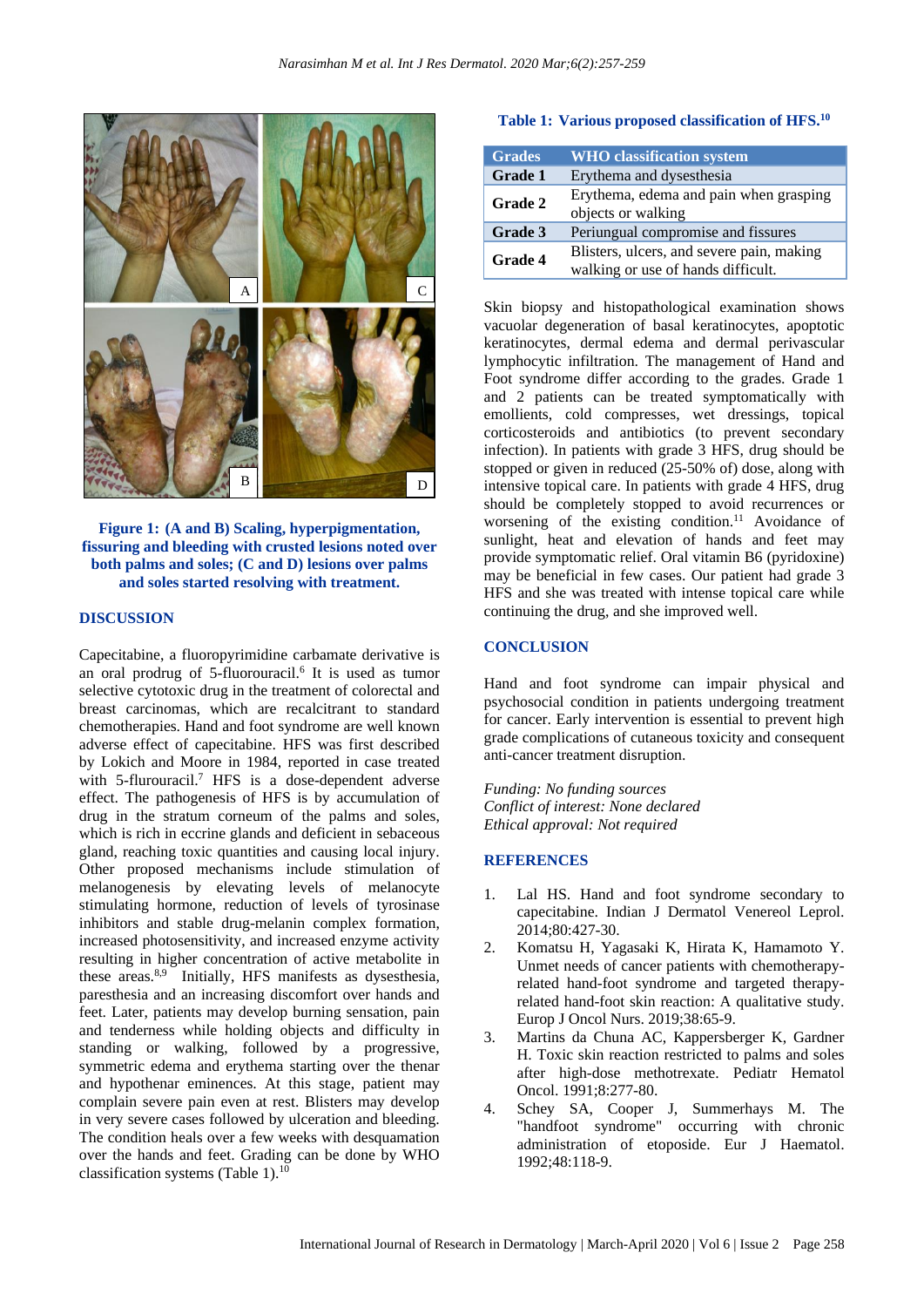Figure 1: (A and B) Scaling, hyperpigmentation, fissuring and bleeding with crusted lesions noted over both palms and soles; (C and D) lesions over palms and soles started resolving with treatment.

## DISCUSSION

Capecitabine, a fluoropyrimidine carbamate derivative is an oral prodrug of 5-fluorouracil.[6] It is used as tumor selective cytotoxic drug in the treatment of colorectal and breast carcinomas, which are recalcitrant to standard chemotherapies. Hand and foot syndrome are well known adverse effect of capecitabine. HFS was first described by Lokich and Moore in 1984, reported in case treated with 5-flurouracil.[7] HFS is a dose-dependent adverse effect. The pathogenesis of HFS is by accumulation of drug in the stratum corneum of the palms and soles, which is rich in eccrine glands and deficient in sebaceous gland, reaching toxic quantities and causing local injury. Other proposed mechanisms include stimulation of melanogenesis by elevating levels of melanocyte stimulating hormone, reduction of levels of tyrosinase inhibitors and stable drug-melanin complex formation, increased photosensitivity, and increased enzyme activity resulting in higher concentration of active metabolite in these areas.[8,9] Initially, HFS manifests as dysesthesia, paresthesia and an increasing discomfort over hands and feet. Later, patients may develop burning sensation, pain and tenderness while holding objects and difficulty in standing or walking, followed by a progressive, symmetric edema and erythema starting over the thenar and hypothenar eminences. At this stage, patient may complain severe pain even at rest. Blisters may develop in very severe cases followed by ulceration and bleeding. The condition heals over a few weeks with desquamation over the hands and feet. Grading can be done by WHO classification systems (Table 1).[10]

**Table 1: Various proposed classification of HFS.[10]**

| Grades | WHO classification system |
|---|---|
| Grade 1 | Erythema and dysesthesia |
| Grade 2 | Erythema, edema and pain when grasping objects or walking |
| Grade 3 | Periungual compromise and fissures |
| Grade 4 | Blisters, ulcers, and severe pain, making walking or use of hands difficult. |

Skin biopsy and histopathological examination shows vacuolar degeneration of basal keratinocytes, apoptotic keratinocytes, dermal edema and dermal perivascular lymphocytic infiltration. The management of Hand and Foot syndrome differ according to the grades. Grade 1 and 2 patients can be treated symptomatically with emollients, cold compresses, wet dressings, topical corticosteroids and antibiotics (to prevent secondary infection). In patients with grade 3 HFS, drug should be stopped or given in reduced (25-50% of) dose, along with intensive topical care. In patients with grade 4 HFS, drug should be completely stopped to avoid recurrences or worsening of the existing condition.[11] Avoidance of sunlight, heat and elevation of hands and feet may provide symptomatic relief. Oral vitamin B6 (pyridoxine) may be beneficial in few cases. Our patient had grade 3 HFS and she was treated with intense topical care while continuing the drug, and she improved well.

## CONCLUSION

Hand and foot syndrome can impair physical and psychosocial condition in patients undergoing treatment for cancer. Early intervention is essential to prevent high grade complications of cutaneous toxicity and consequent anti-cancer treatment disruption.

*Funding: No funding sources*
*Conflict of interest: None declared*
*Ethical approval: Not required*

## REFERENCES

1. Lal HS. Hand and foot syndrome secondary to capecitabine. Indian J Dermatol Venereol Leprol. 2014;80:427-30.
2. Komatsu H, Yagasaki K, Hirata K, Hamamoto Y. Unmet needs of cancer patients with chemotherapy-related hand-foot syndrome and targeted therapy-related hand-foot skin reaction: A qualitative study. Europ J Oncol Nurs. 2019;38:65-9.
3. Martins da Chuna AC, Kappersberger K, Gardner H. Toxic skin reaction restricted to palms and soles after high-dose methotrexate. Pediatr Hematol Oncol. 1991;8:277-80.
4. Schey SA, Cooper J, Summerhays M. The "handfoot syndrome" occurring with chronic administration of etoposide. Eur J Haematol. 1992;48:118-9.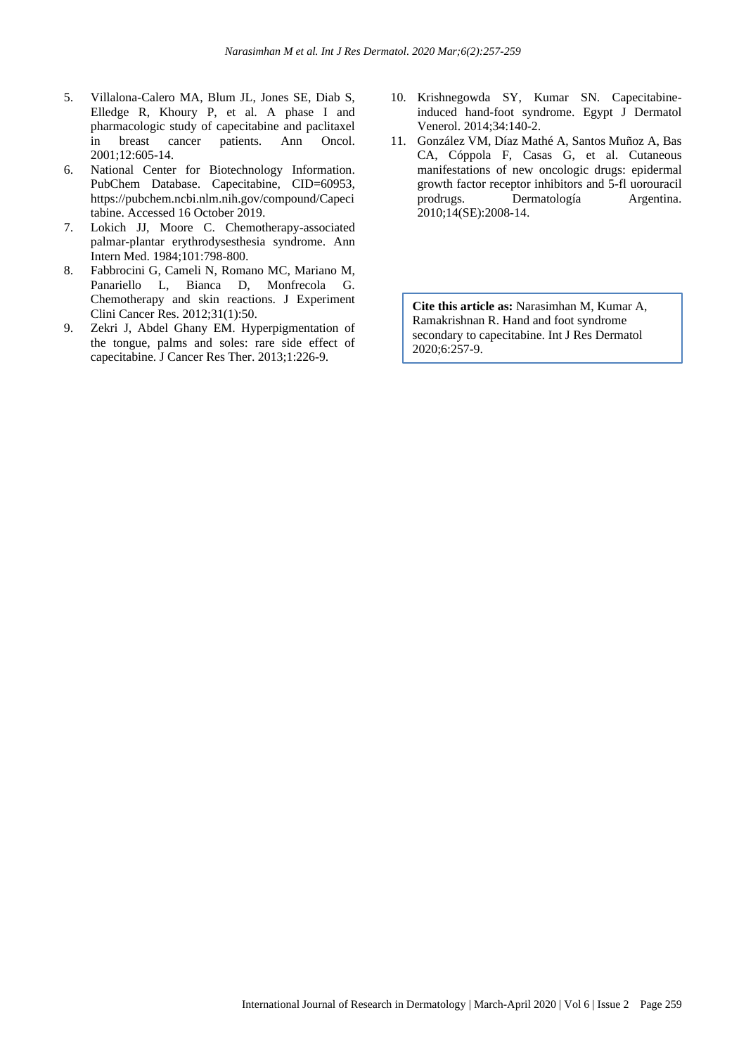5. Villalona-Calero MA, Blum JL, Jones SE, Diab S, Elledge R, Khoury P, et al. A phase I and pharmacologic study of capecitabine and paclitaxel in breast cancer patients. Ann Oncol. 2001;12:605-14.
6. National Center for Biotechnology Information. PubChem Database. Capecitabine, CID=60953, https://pubchem.ncbi.nlm.nih.gov/compound/Capecitabine. Accessed 16 October 2019.
7. Lokich JJ, Moore C. Chemotherapy-associated palmar-plantar erythrodysesthesia syndrome. Ann Intern Med. 1984;101:798-800.
8. Fabbrocini G, Cameli N, Romano MC, Mariano M, Panariello L, Bianca D, Monfrecola G. Chemotherapy and skin reactions. J Experiment Clini Cancer Res. 2012;31(1):50.
9. Zekri J, Abdel Ghany EM. Hyperpigmentation of the tongue, palms and soles: rare side effect of capecitabine. J Cancer Res Ther. 2013;1:226-9.
10. Krishnegowda SY, Kumar SN. Capecitabine-induced hand-foot syndrome. Egypt J Dermatol Venerol. 2014;34:140-2.
11. González VM, Díaz Mathé A, Santos Muñoz A, Bas CA, Cóppola F, Casas G, et al. Cutaneous manifestations of new oncologic drugs: epidermal growth factor receptor inhibitors and 5-fl uorouracil prodrugs. Dermatología Argentina. 2010;14(SE):2008-14.

**Cite this article as:** Narasimhan M, Kumar A, Ramakrishnan R. Hand and foot syndrome secondary to capecitabine. Int J Res Dermatol 2020;6:257-9.